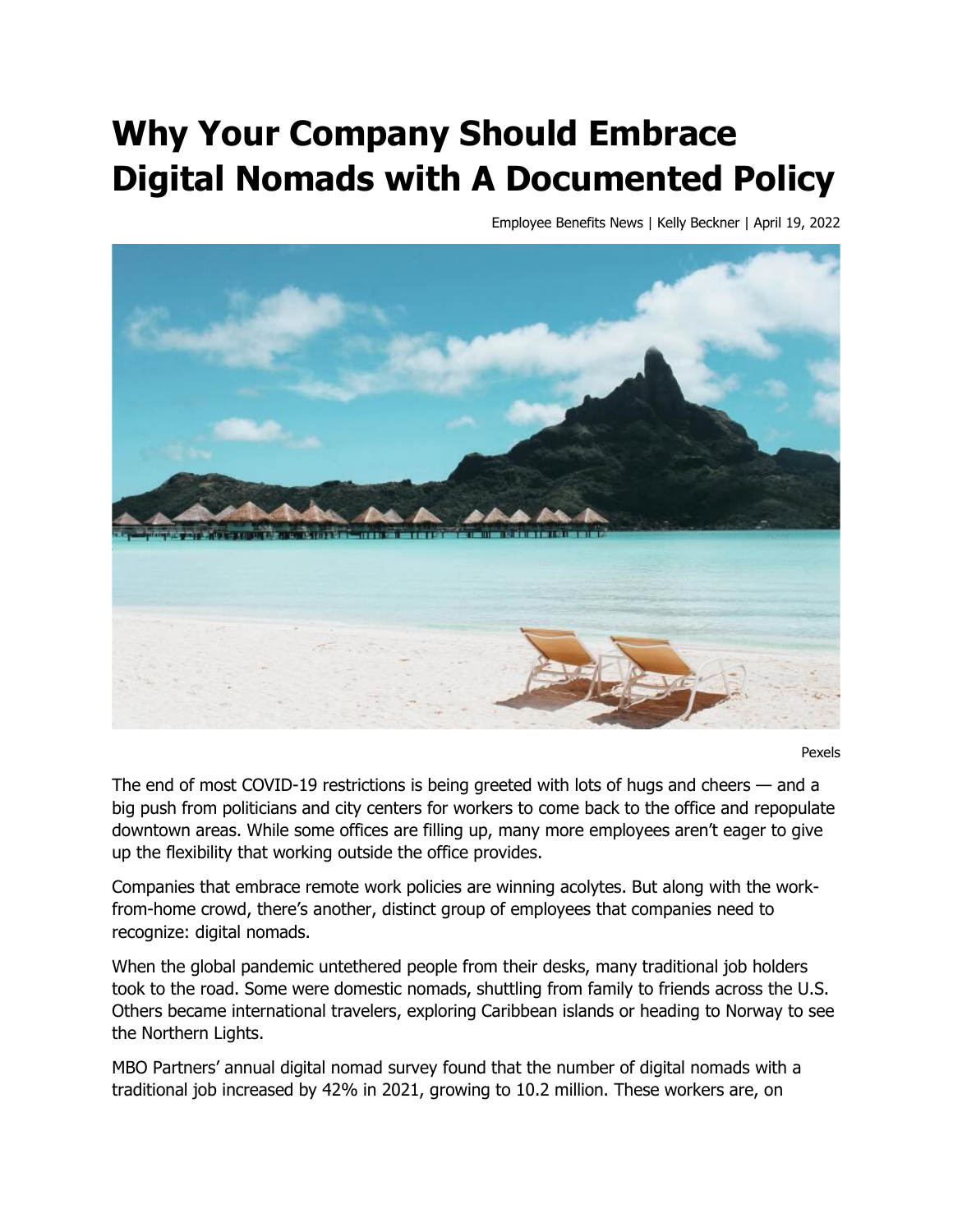# Why Your Company Should Embrace Digital Nomads with A Documented Policy

Employee Benefits News | Kelly Beckner | April 19, 2022

Pexels

The end of most COVID-19 restrictions is being greeted with lots of hugs and cheers — and a big push from politicians and city centers for workers to come back to the office and repopulate downtown areas. While some offices are filling up, many more employees aren't eager to give up the flexibility that working outside the office provides.

Companies that embrace remote work policies are winning acolytes. But along with the work-from-home crowd, there's another, distinct group of employees that companies need to recognize: digital nomads.

When the global pandemic untethered people from their desks, many traditional job holders took to the road. Some were domestic nomads, shuttling from family to friends across the U.S. Others became international travelers, exploring Caribbean islands or heading to Norway to see the Northern Lights.

MBO Partners' annual digital nomad survey found that the number of digital nomads with a traditional job increased by 42% in 2021, growing to 10.2 million. These workers are, on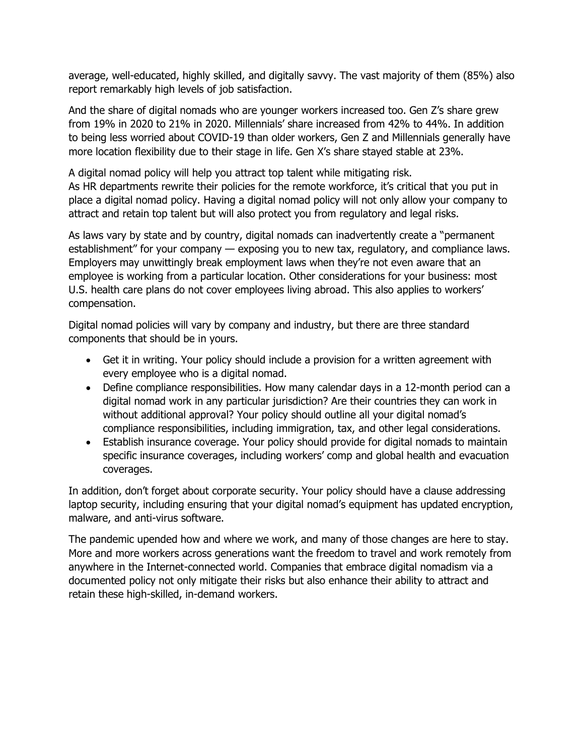average, well-educated, highly skilled, and digitally savvy. The vast majority of them (85%) also report remarkably high levels of job satisfaction.

And the share of digital nomads who are younger workers increased too. Gen Z's share grew from 19% in 2020 to 21% in 2020. Millennials' share increased from 42% to 44%. In addition to being less worried about COVID-19 than older workers, Gen Z and Millennials generally have more location flexibility due to their stage in life. Gen X's share stayed stable at 23%.

A digital nomad policy will help you attract top talent while mitigating risk.
As HR departments rewrite their policies for the remote workforce, it's critical that you put in place a digital nomad policy. Having a digital nomad policy will not only allow your company to attract and retain top talent but will also protect you from regulatory and legal risks.

As laws vary by state and by country, digital nomads can inadvertently create a "permanent establishment" for your company — exposing you to new tax, regulatory, and compliance laws. Employers may unwittingly break employment laws when they're not even aware that an employee is working from a particular location. Other considerations for your business: most U.S. health care plans do not cover employees living abroad. This also applies to workers' compensation.

Digital nomad policies will vary by company and industry, but there are three standard components that should be in yours.

- Get it in writing. Your policy should include a provision for a written agreement with every employee who is a digital nomad.
- Define compliance responsibilities. How many calendar days in a 12-month period can a digital nomad work in any particular jurisdiction? Are their countries they can work in without additional approval? Your policy should outline all your digital nomad's compliance responsibilities, including immigration, tax, and other legal considerations.
- Establish insurance coverage. Your policy should provide for digital nomads to maintain specific insurance coverages, including workers' comp and global health and evacuation coverages.

In addition, don't forget about corporate security. Your policy should have a clause addressing laptop security, including ensuring that your digital nomad's equipment has updated encryption, malware, and anti-virus software.

The pandemic upended how and where we work, and many of those changes are here to stay. More and more workers across generations want the freedom to travel and work remotely from anywhere in the Internet-connected world. Companies that embrace digital nomadism via a documented policy not only mitigate their risks but also enhance their ability to attract and retain these high-skilled, in-demand workers.